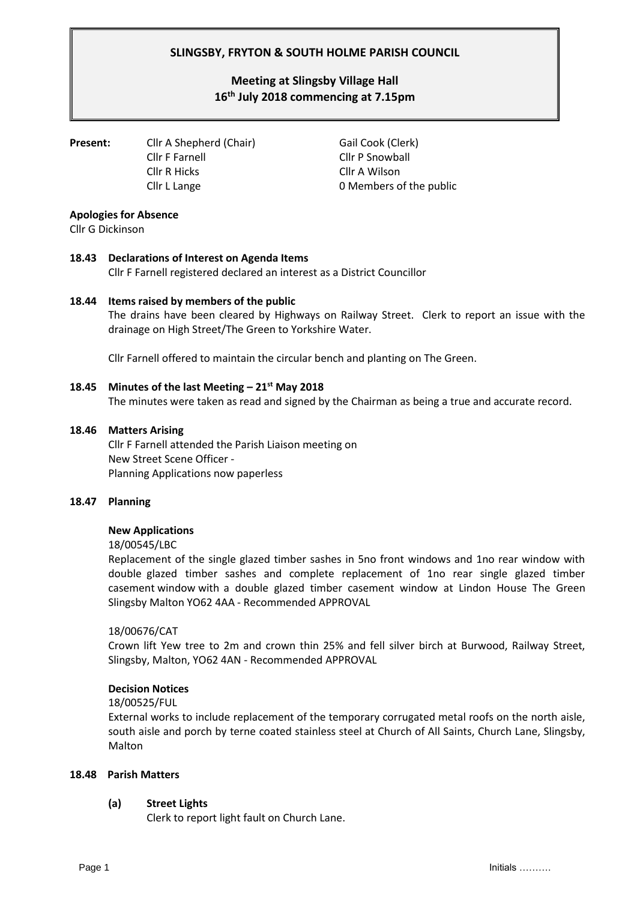# SLINGSBY, FRYTON & SOUTH HOLME PARISH COUNCIL

## Meeting at Slingsby Village Hall
## 16th July 2018 commencing at 7.15pm

**Present:**

| | |
|---|---|
| Cllr A Shepherd (Chair) | Gail Cook (Clerk) |
| Cllr F Farnell | Cllr P Snowball |
| Cllr R Hicks | Cllr A Wilson |
| Cllr L Lange | 0 Members of the public |

**Apologies for Absence**

Cllr G Dickinson

**18.43 Declarations of Interest on Agenda Items**

Cllr F Farnell registered declared an interest as a District Councillor

**18.44 Items raised by members of the public**

The drains have been cleared by Highways on Railway Street. Clerk to report an issue with the drainage on High Street/The Green to Yorkshire Water.

Cllr Farnell offered to maintain the circular bench and planting on The Green.

**18.45 Minutes of the last Meeting – 21st May 2018**

The minutes were taken as read and signed by the Chairman as being a true and accurate record.

**18.46 Matters Arising**

Cllr F Farnell attended the Parish Liaison meeting on
New Street Scene Officer -
Planning Applications now paperless

**18.47 Planning**

**New Applications**

18/00545/LBC

Replacement of the single glazed timber sashes in 5no front windows and 1no rear window with double glazed timber sashes and complete replacement of 1no rear single glazed timber casement window with a double glazed timber casement window at Lindon House The Green Slingsby Malton YO62 4AA - Recommended APPROVAL

18/00676/CAT

Crown lift Yew tree to 2m and crown thin 25% and fell silver birch at Burwood, Railway Street, Slingsby, Malton, YO62 4AN - Recommended APPROVAL

**Decision Notices**

18/00525/FUL

External works to include replacement of the temporary corrugated metal roofs on the north aisle, south aisle and porch by terne coated stainless steel at Church of All Saints, Church Lane, Slingsby, Malton

**18.48 Parish Matters**

**(a) Street Lights**

Clerk to report light fault on Church Lane.

Initials ……….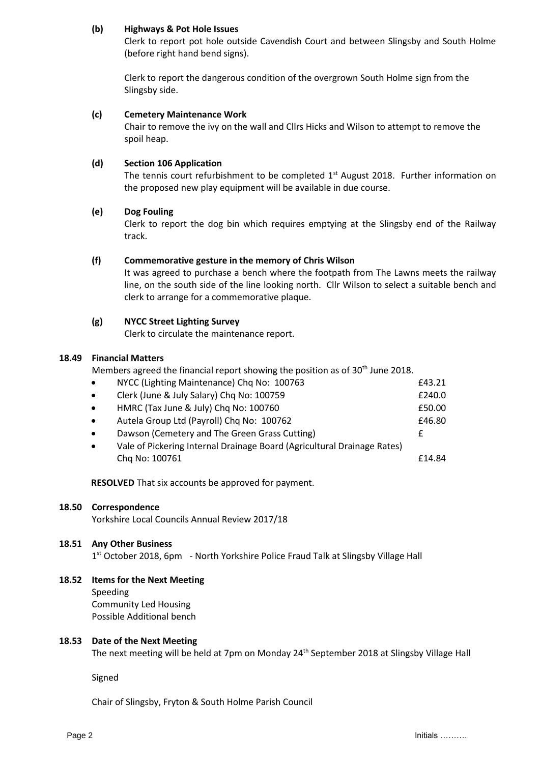**(b) Highways & Pot Hole Issues**

Clerk to report pot hole outside Cavendish Court and between Slingsby and South Holme (before right hand bend signs).

Clerk to report the dangerous condition of the overgrown South Holme sign from the Slingsby side.

**(c) Cemetery Maintenance Work**

Chair to remove the ivy on the wall and Cllrs Hicks and Wilson to attempt to remove the spoil heap.

**(d) Section 106 Application**

The tennis court refurbishment to be completed 1st August 2018. Further information on the proposed new play equipment will be available in due course.

**(e) Dog Fouling**

Clerk to report the dog bin which requires emptying at the Slingsby end of the Railway track.

**(f) Commemorative gesture in the memory of Chris Wilson**

It was agreed to purchase a bench where the footpath from The Lawns meets the railway line, on the south side of the line looking north. Cllr Wilson to select a suitable bench and clerk to arrange for a commemorative plaque.

**(g) NYCC Street Lighting Survey**

Clerk to circulate the maintenance report.

**18.49 Financial Matters**

Members agreed the financial report showing the position as of 30th June 2018.

| | |
|---|---|
| • NYCC (Lighting Maintenance) Chq No: 100763 | £43.21 |
| • Clerk (June & July Salary) Chq No: 100759 | £240.0 |
| • HMRC (Tax June & July) Chq No: 100760 | £50.00 |
| • Autela Group Ltd (Payroll) Chq No: 100762 | £46.80 |
| • Dawson (Cemetery and The Green Grass Cutting) | £ |
| • Vale of Pickering Internal Drainage Board (Agricultural Drainage Rates) Chq No: 100761 | £14.84 |

**RESOLVED** That six accounts be approved for payment.

**18.50 Correspondence**

Yorkshire Local Councils Annual Review 2017/18

**18.51 Any Other Business**

1st October 2018, 6pm - North Yorkshire Police Fraud Talk at Slingsby Village Hall

**18.52 Items for the Next Meeting**

Speeding
Community Led Housing
Possible Additional bench

**18.53 Date of the Next Meeting**

The next meeting will be held at 7pm on Monday 24th September 2018 at Slingsby Village Hall

Signed

Chair of Slingsby, Fryton & South Holme Parish Council

Initials ……….